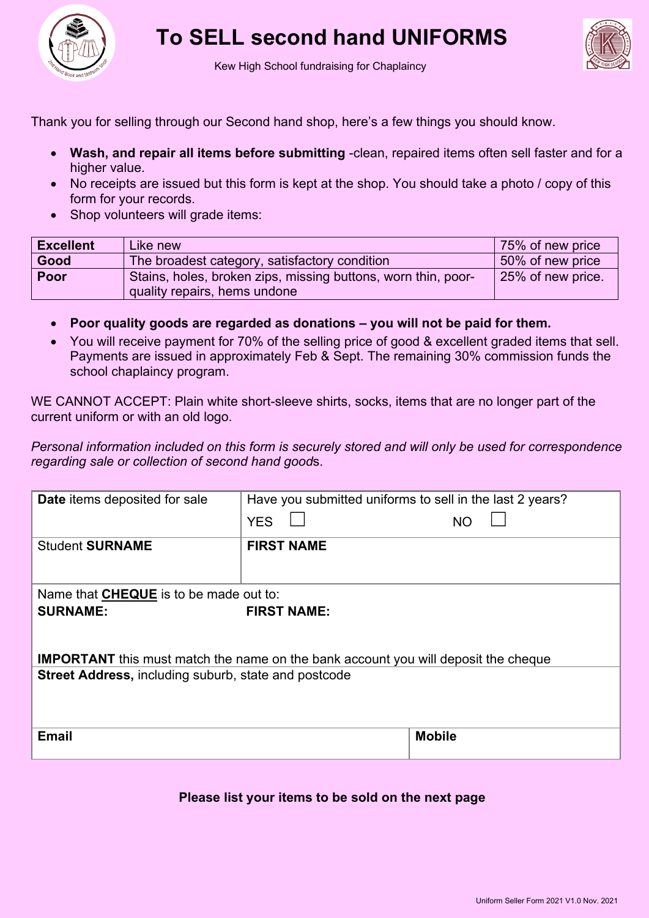# To SELL second hand UNIFORMS

Kew High School fundraising for Chaplaincy

Thank you for selling through our Second hand shop, here's a few things you should know.

- **Wash, and repair all items before submitting** -clean, repaired items often sell faster and for a higher value.
- No receipts are issued but this form is kept at the shop. You should take a photo / copy of this form for your records.
- Shop volunteers will grade items:

| **Excellent** | Like new | 75% of new price |
|---|---|---|
| **Good** | The broadest category, satisfactory condition | 50% of new price |
| **Poor** | Stains, holes, broken zips, missing buttons, worn thin, poor-quality repairs, hems undone | 25% of new price. |

- **Poor quality goods are regarded as donations – you will not be paid for them.**
- You will receive payment for 70% of the selling price of good & excellent graded items that sell. Payments are issued in approximately Feb & Sept. The remaining 30% commission funds the school chaplaincy program.

WE CANNOT ACCEPT: Plain white short-sleeve shirts, socks, items that are no longer part of the current uniform or with an old logo.

*Personal information included on this form is securely stored and will only be used for correspondence regarding sale or collection of second hand good*s.

| **Date** items deposited for sale | Have you submitted uniforms to sell in the last 2 years? YES ☐ NO ☐ |
|---|---|
| Student **SURNAME** | **FIRST NAME** |
| Name that **CHEQUE** is to be made out to: **SURNAME:** | **FIRST NAME:** |
| **IMPORTANT** this must match the name on the bank account you will deposit the cheque | |
| **Street Address,** including suburb, state and postcode | |
| **Email** | **Mobile** |

**Please list your items to be sold on the next page**

Uniform Seller Form 2021 V1.0 Nov. 2021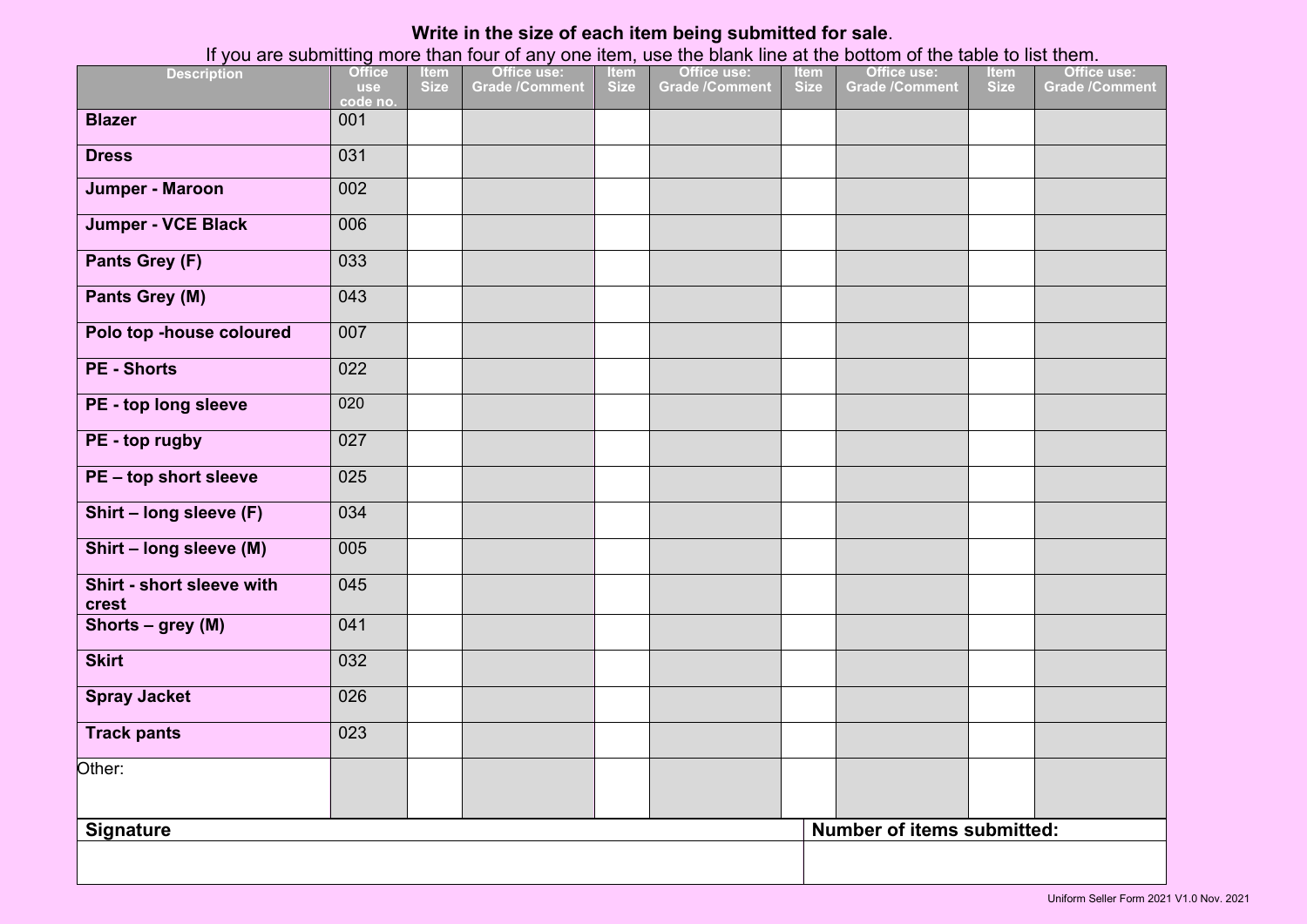**Write in the size of each item being submitted for sale**.

If you are submitting more than four of any one item, use the blank line at the bottom of the table to list them.

| Description | Office use code no. | Item Size | Office use: Grade /Comment | Item Size | Office use: Grade /Comment | Item Size | Office use: Grade /Comment | Item Size | Office use: Grade /Comment |
|---|---|---|---|---|---|---|---|---|---|
| **Blazer** | 001 | | | | | | | | |
| **Dress** | 031 | | | | | | | | |
| **Jumper - Maroon** | 002 | | | | | | | | |
| **Jumper - VCE Black** | 006 | | | | | | | | |
| **Pants Grey (F)** | 033 | | | | | | | | |
| **Pants Grey (M)** | 043 | | | | | | | | |
| **Polo top -house coloured** | 007 | | | | | | | | |
| **PE - Shorts** | 022 | | | | | | | | |
| **PE - top long sleeve** | 020 | | | | | | | | |
| **PE - top rugby** | 027 | | | | | | | | |
| **PE – top short sleeve** | 025 | | | | | | | | |
| **Shirt – long sleeve (F)** | 034 | | | | | | | | |
| **Shirt – long sleeve (M)** | 005 | | | | | | | | |
| **Shirt - short sleeve with crest** | 045 | | | | | | | | |
| **Shorts – grey (M)** | 041 | | | | | | | | |
| **Skirt** | 032 | | | | | | | | |
| **Spray Jacket** | 026 | | | | | | | | |
| **Track pants** | 023 | | | | | | | | |
| Other: | | | | | | | | | |

| **Signature** | **Number of items submitted:** |
|---|---|
| | |

Uniform Seller Form 2021 V1.0 Nov. 2021